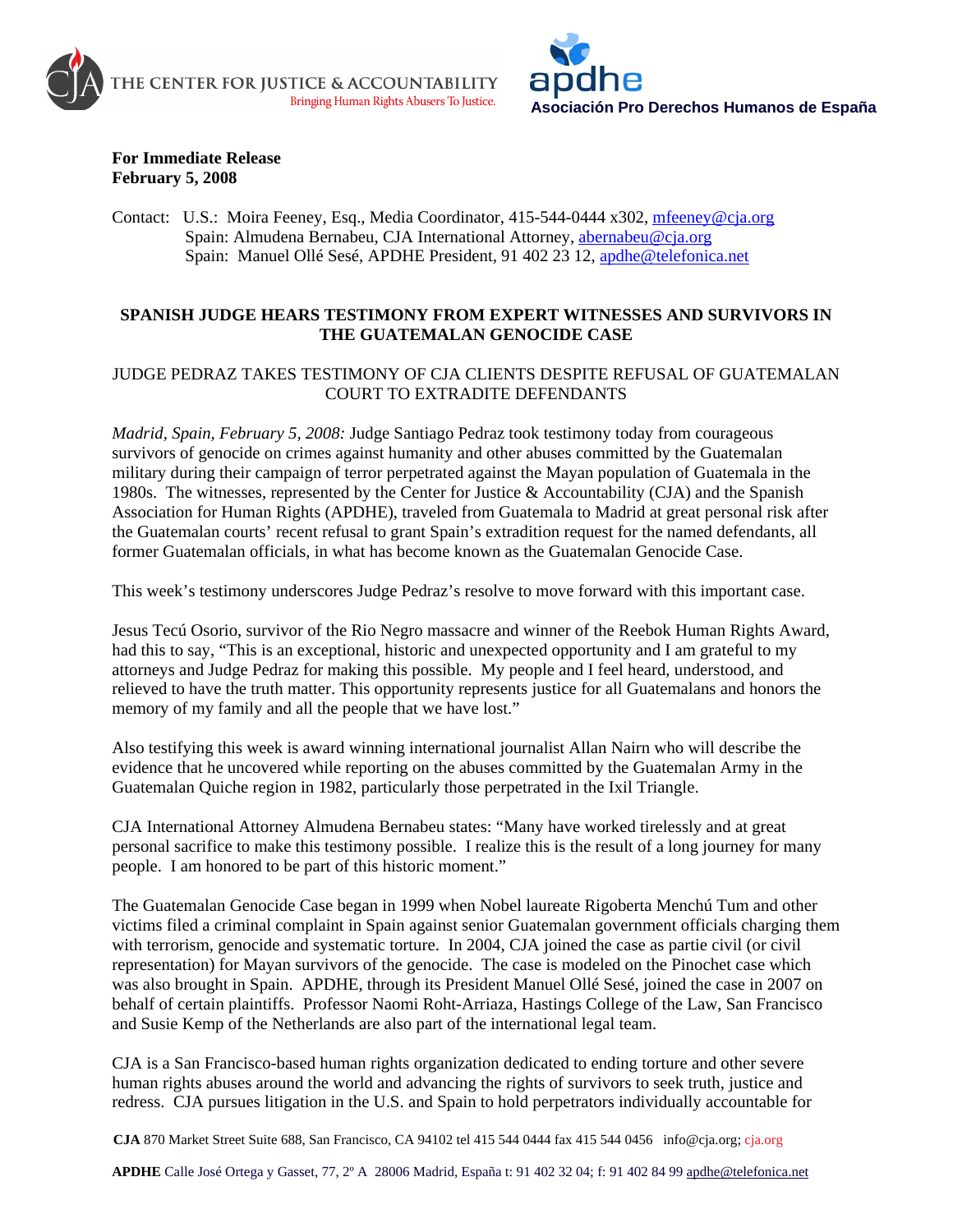THE CENTER FOR JUSTICE & ACCOUNTABILITY
Bringing Human Rights Abusers To Justice.

apdhe
Asociación Pro Derechos Humanos de España

**For Immediate Release**
**February 5, 2008**

Contact: U.S.: Moira Feeney, Esq., Media Coordinator, 415-544-0444 x302, mfeeney@cja.org
Spain: Almudena Bernabeu, CJA International Attorney, abernabeu@cja.org
Spain: Manuel Ollé Sesé, APDHE President, 91 402 23 12, apdhe@telefonica.net

## SPANISH JUDGE HEARS TESTIMONY FROM EXPERT WITNESSES AND SURVIVORS IN THE GUATEMALAN GENOCIDE CASE

### JUDGE PEDRAZ TAKES TESTIMONY OF CJA CLIENTS DESPITE REFUSAL OF GUATEMALAN COURT TO EXTRADITE DEFENDANTS

*Madrid, Spain, February 5, 2008:* Judge Santiago Pedraz took testimony today from courageous survivors of genocide on crimes against humanity and other abuses committed by the Guatemalan military during their campaign of terror perpetrated against the Mayan population of Guatemala in the 1980s. The witnesses, represented by the Center for Justice & Accountability (CJA) and the Spanish Association for Human Rights (APDHE), traveled from Guatemala to Madrid at great personal risk after the Guatemalan courts' recent refusal to grant Spain's extradition request for the named defendants, all former Guatemalan officials, in what has become known as the Guatemalan Genocide Case.

This week's testimony underscores Judge Pedraz's resolve to move forward with this important case.

Jesus Tecú Osorio, survivor of the Rio Negro massacre and winner of the Reebok Human Rights Award, had this to say, "This is an exceptional, historic and unexpected opportunity and I am grateful to my attorneys and Judge Pedraz for making this possible. My people and I feel heard, understood, and relieved to have the truth matter. This opportunity represents justice for all Guatemalans and honors the memory of my family and all the people that we have lost."

Also testifying this week is award winning international journalist Allan Nairn who will describe the evidence that he uncovered while reporting on the abuses committed by the Guatemalan Army in the Guatemalan Quiche region in 1982, particularly those perpetrated in the Ixil Triangle.

CJA International Attorney Almudena Bernabeu states: "Many have worked tirelessly and at great personal sacrifice to make this testimony possible. I realize this is the result of a long journey for many people. I am honored to be part of this historic moment."

The Guatemalan Genocide Case began in 1999 when Nobel laureate Rigoberta Menchú Tum and other victims filed a criminal complaint in Spain against senior Guatemalan government officials charging them with terrorism, genocide and systematic torture. In 2004, CJA joined the case as partie civil (or civil representation) for Mayan survivors of the genocide. The case is modeled on the Pinochet case which was also brought in Spain. APDHE, through its President Manuel Ollé Sesé, joined the case in 2007 on behalf of certain plaintiffs. Professor Naomi Roht-Arriaza, Hastings College of the Law, San Francisco and Susie Kemp of the Netherlands are also part of the international legal team.

CJA is a San Francisco-based human rights organization dedicated to ending torture and other severe human rights abuses around the world and advancing the rights of survivors to seek truth, justice and redress. CJA pursues litigation in the U.S. and Spain to hold perpetrators individually accountable for

**CJA** 870 Market Street Suite 688, San Francisco, CA 94102 tel 415 544 0444 fax 415 544 0456 info@cja.org; cja.org

**APDHE** Calle José Ortega y Gasset, 77, 2º A 28006 Madrid, España t: 91 402 32 04; f: 91 402 84 99 apdhe@telefonica.net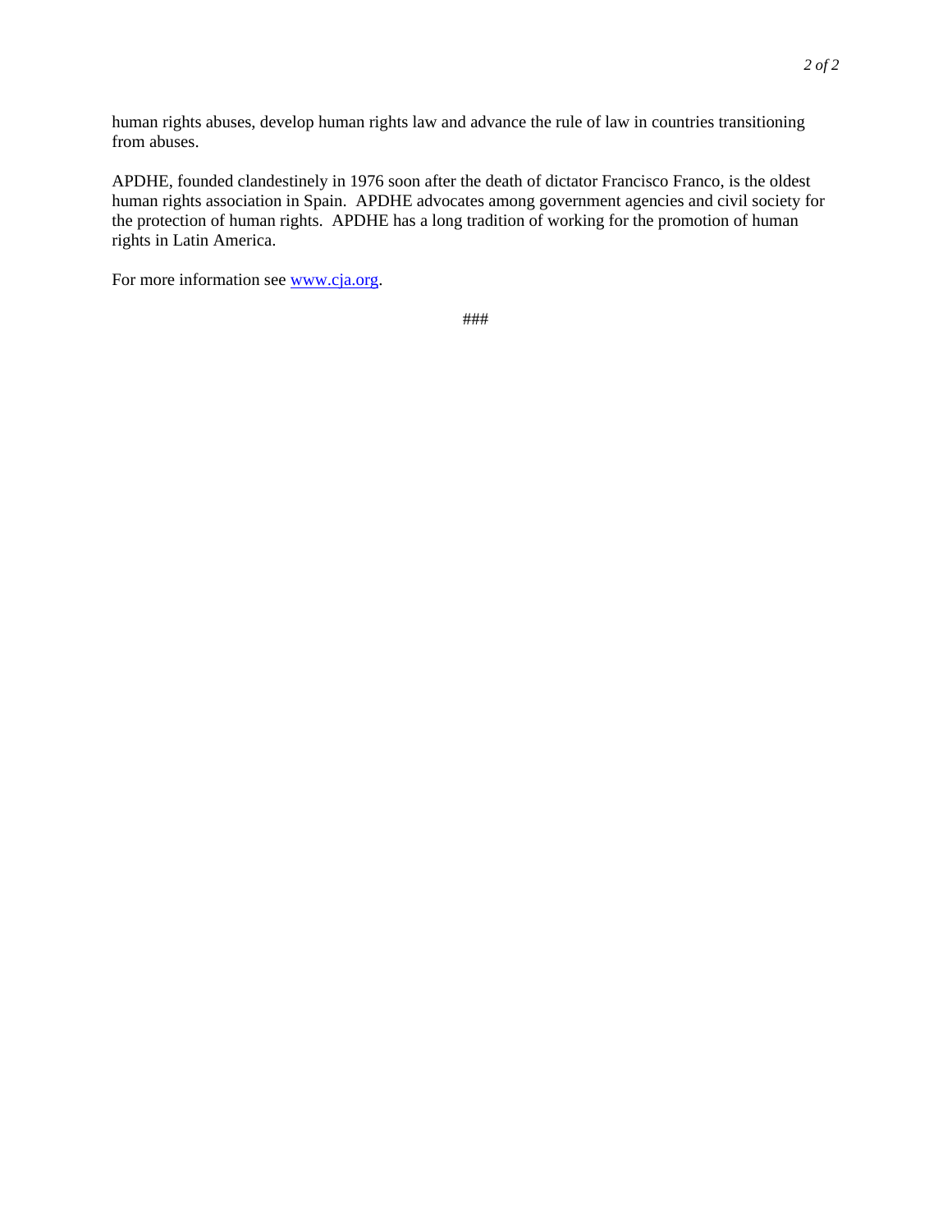human rights abuses, develop human rights law and advance the rule of law in countries transitioning from abuses.

APDHE, founded clandestinely in 1976 soon after the death of dictator Francisco Franco, is the oldest human rights association in Spain. APDHE advocates among government agencies and civil society for the protection of human rights. APDHE has a long tradition of working for the promotion of human rights in Latin America.

For more information see [www.cja.org](http://www.cja.org).

###